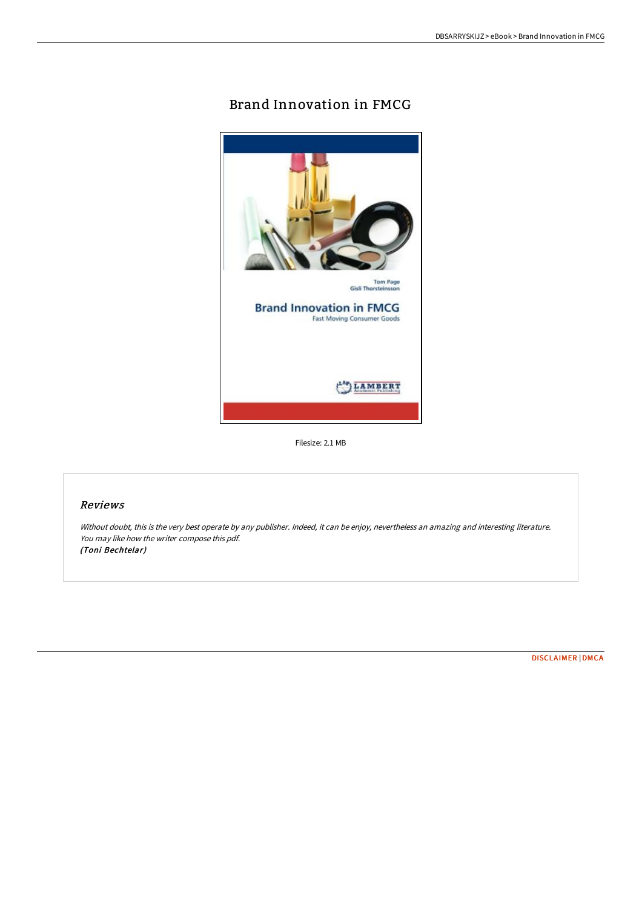# Brand Innovation in FMCG

Tom Page
Gisli Thorsteinsson

**Brand Innovation in FMCG**
Fast Moving Consumer Goods

LAMBERT Academic Publishing

Filesize: 2.1 MB

## *Reviews*

*Without doubt, this is the very best operate by any publisher. Indeed, it can be enjoy, nevertheless an amazing and interesting literature. You may like how the writer compose this pdf.*
***(Toni Bechtelar)***

DISCLAIMER | DMCA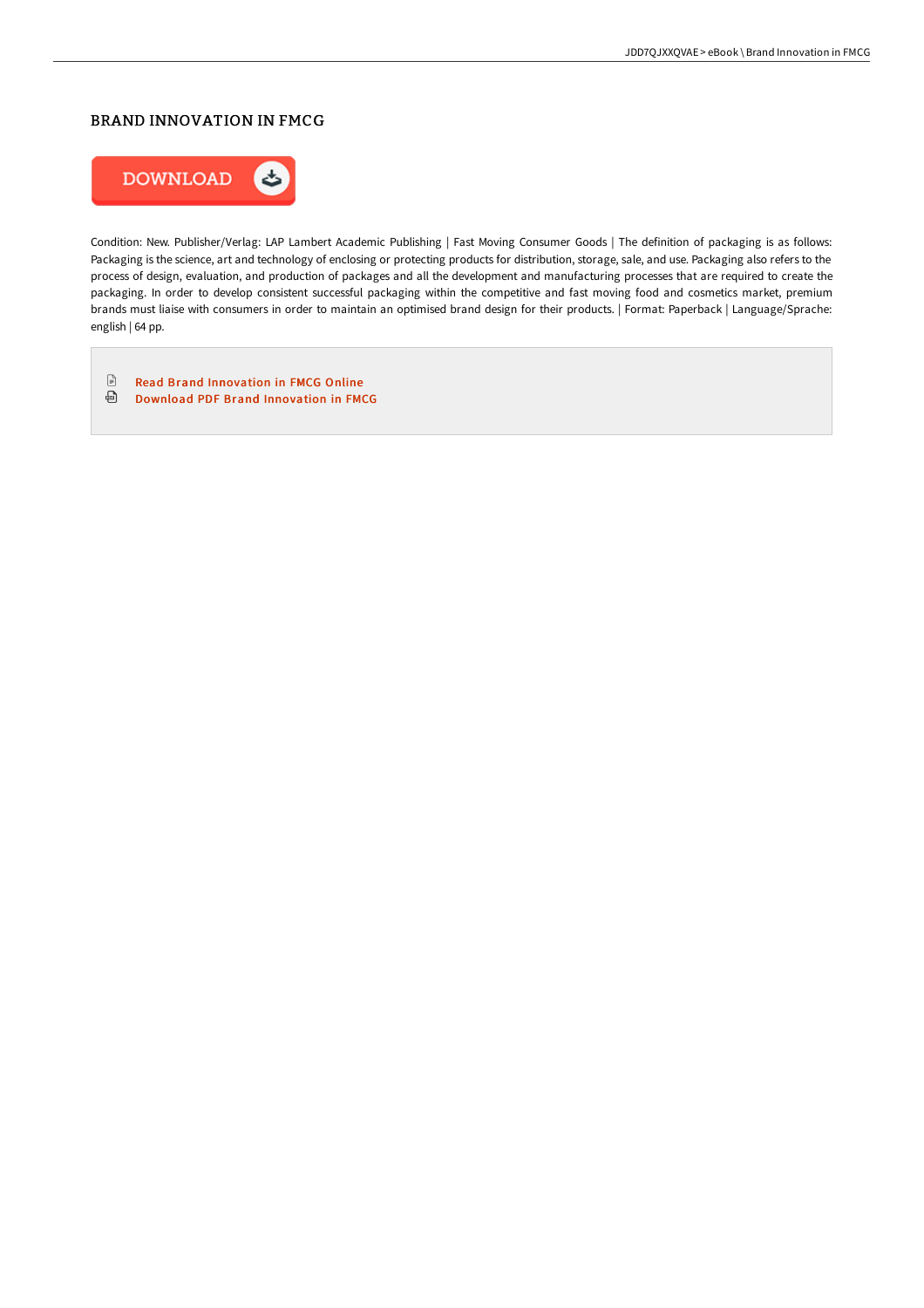# BRAND INNOVATION IN FMCG

DOWNLOAD

Condition: New. Publisher/Verlag: LAP Lambert Academic Publishing | Fast Moving Consumer Goods | The definition of packaging is as follows: Packaging is the science, art and technology of enclosing or protecting products for distribution, storage, sale, and use. Packaging also refers to the process of design, evaluation, and production of packages and all the development and manufacturing processes that are required to create the packaging. In order to develop consistent successful packaging within the competitive and fast moving food and cosmetics market, premium brands must liaise with consumers in order to maintain an optimised brand design for their products. | Format: Paperback | Language/Sprache: english | 64 pp.

- Read Brand Innovation in FMCG Online
- Download PDF Brand Innovation in FMCG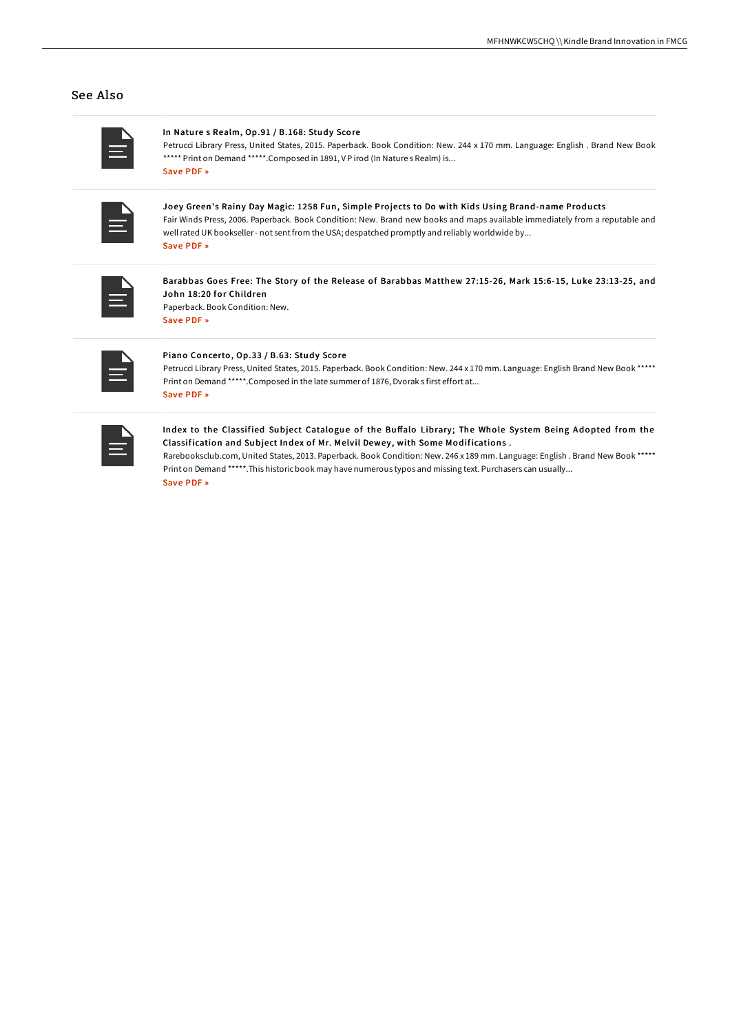## See Also

### In Nature s Realm, Op.91 / B.168: Study Score

Petrucci Library Press, United States, 2015. Paperback. Book Condition: New. 244 x 170 mm. Language: English . Brand New Book ***** Print on Demand *****.Composed in 1891, V P irod (In Nature s Realm) is...

Save PDF »

### Joey Green's Rainy Day Magic: 1258 Fun, Simple Projects to Do with Kids Using Brand-name Products

Fair Winds Press, 2006. Paperback. Book Condition: New. Brand new books and maps available immediately from a reputable and well rated UK bookseller - not sent from the USA; despatched promptly and reliably worldwide by...

Save PDF »

### Barabbas Goes Free: The Story of the Release of Barabbas Matthew 27:15-26, Mark 15:6-15, Luke 23:13-25, and John 18:20 for Children

Paperback. Book Condition: New.

Save PDF »

### Piano Concerto, Op.33 / B.63: Study Score

Petrucci Library Press, United States, 2015. Paperback. Book Condition: New. 244 x 170 mm. Language: English Brand New Book ***** Print on Demand *****.Composed in the late summer of 1876, Dvorak s first effort at...

Save PDF »

### Index to the Classified Subject Catalogue of the Buffalo Library; The Whole System Being Adopted from the Classification and Subject Index of Mr. Melvil Dewey, with Some Modifications .

Rarebooksclub.com, United States, 2013. Paperback. Book Condition: New. 246 x 189 mm. Language: English . Brand New Book ***** Print on Demand *****.This historic book may have numerous typos and missing text. Purchasers can usually...

Save PDF »